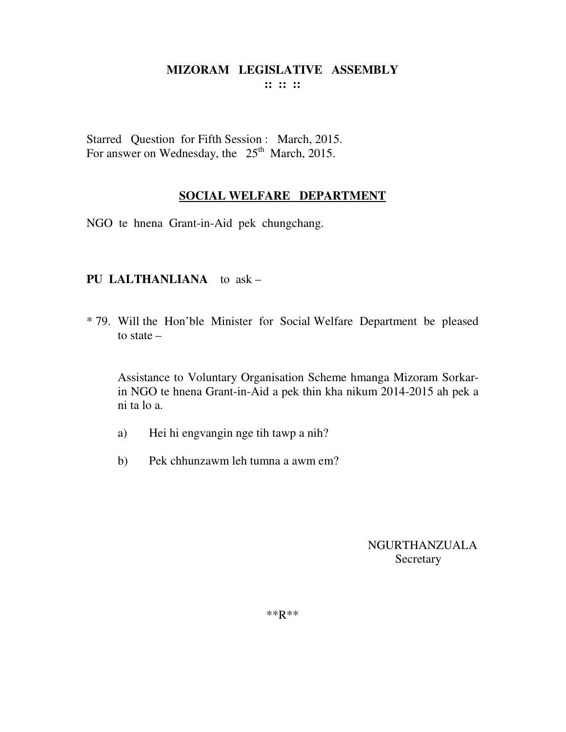**MIZORAM LEGISLATIVE ASSEMBLY**
**:: :: ::**

Starred Question for Fifth Session : March, 2015.
For answer on Wednesday, the 25th March, 2015.

**SOCIAL WELFARE DEPARTMENT**

NGO te hnena Grant-in-Aid pek chungchang.

**PU LALTHANLIANA** to ask –

\* 79. Will the Hon'ble Minister for Social Welfare Department be pleased to state –

Assistance to Voluntary Organisation Scheme hmanga Mizoram Sorkar-in NGO te hnena Grant-in-Aid a pek thin kha nikum 2014-2015 ah pek a ni ta lo a.

a) Hei hi engvangin nge tih tawp a nih?

b) Pek chhunzawm leh tumna a awm em?

NGURTHANZUALA
Secretary

\*\*R\*\*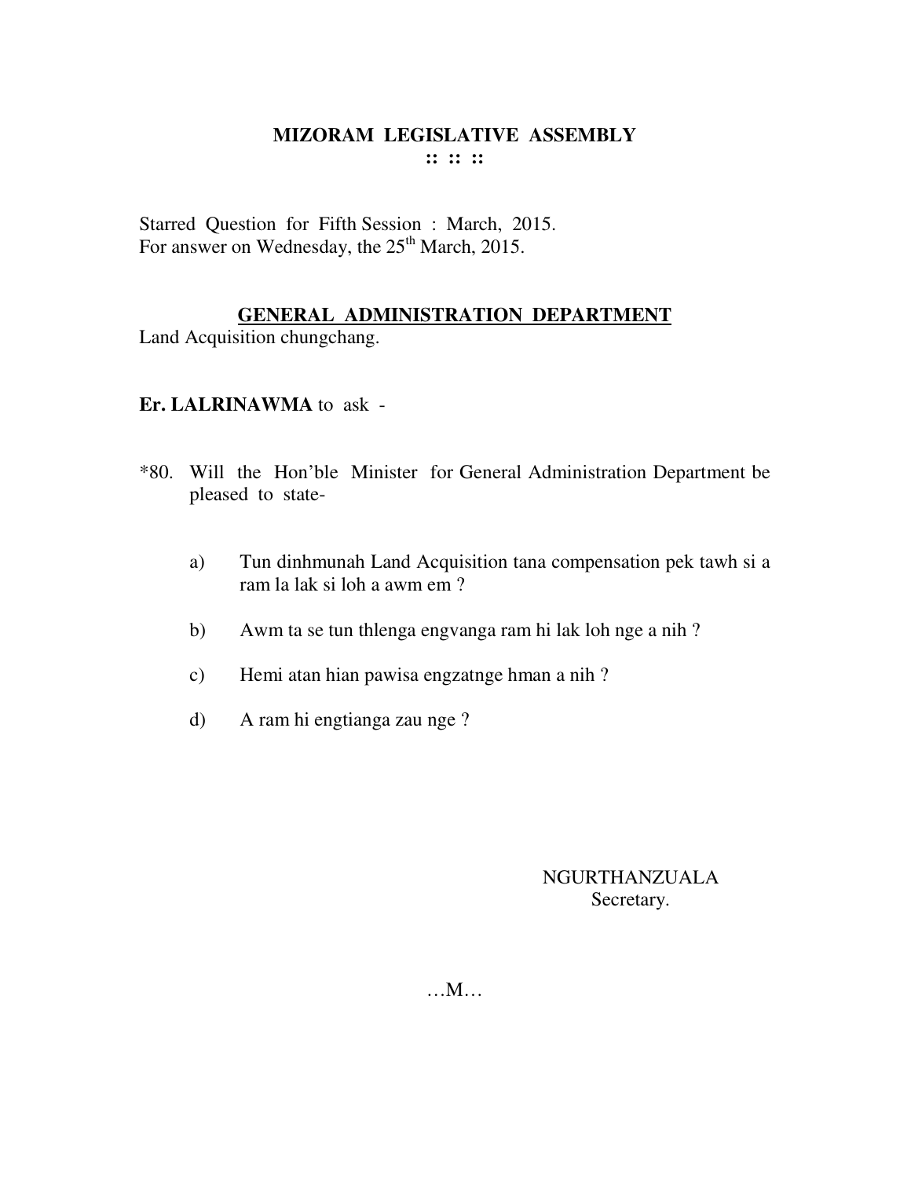# MIZORAM LEGISLATIVE ASSEMBLY

**:: :: ::**

Starred Question for Fifth Session : March, 2015.
For answer on Wednesday, the 25th March, 2015.

## GENERAL ADMINISTRATION DEPARTMENT

Land Acquisition chungchang.

**Er. LALRINAWMA** to ask -

*80. Will the Hon'ble Minister for General Administration Department be pleased to state-

a) Tun dinhmunah Land Acquisition tana compensation pek tawh si a ram la lak si loh a awm em ?

b) Awm ta se tun thlenga engvanga ram hi lak loh nge a nih ?

c) Hemi atan hian pawisa engzatnge hman a nih ?

d) A ram hi engtianga zau nge ?

NGURTHANZUALA
Secretary.

…M…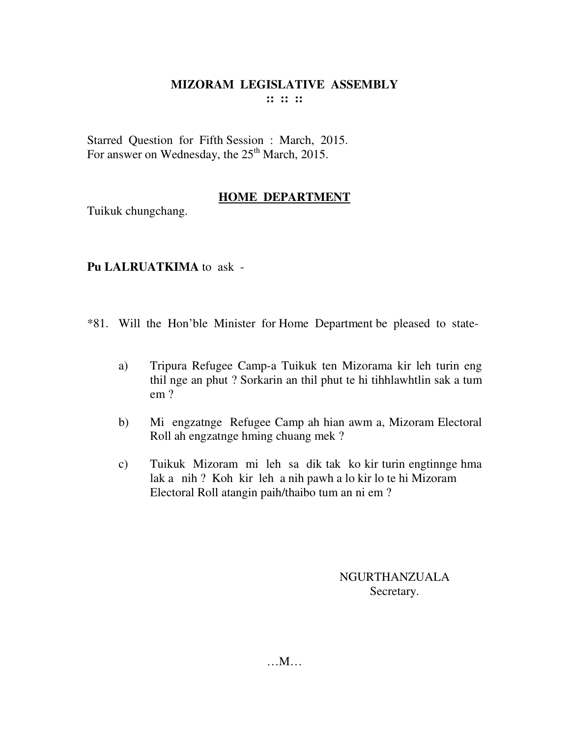# MIZORAM LEGISLATIVE ASSEMBLY

**:: :: ::**

Starred Question for Fifth Session : March, 2015.
For answer on Wednesday, the 25th March, 2015.

## HOME DEPARTMENT

Tuikuk chungchang.

**Pu LALRUATKIMA** to ask -

*81. Will the Hon'ble Minister for Home Department be pleased to state-

a) Tripura Refugee Camp-a Tuikuk ten Mizorama kir leh turin eng thil nge an phut ? Sorkarin an thil phut te hi tihhlawhtlin sak a tum em ?

b) Mi engzatnge Refugee Camp ah hian awm a, Mizoram Electoral Roll ah engzatnge hming chuang mek ?

c) Tuikuk Mizoram mi leh sa dik tak ko kir turin engtinnge hma lak a nih ? Koh kir leh a nih pawh a lo kir lo te hi Mizoram Electoral Roll atangin paih/thaibo tum an ni em ?

NGURTHANZUALA
Secretary.

…M…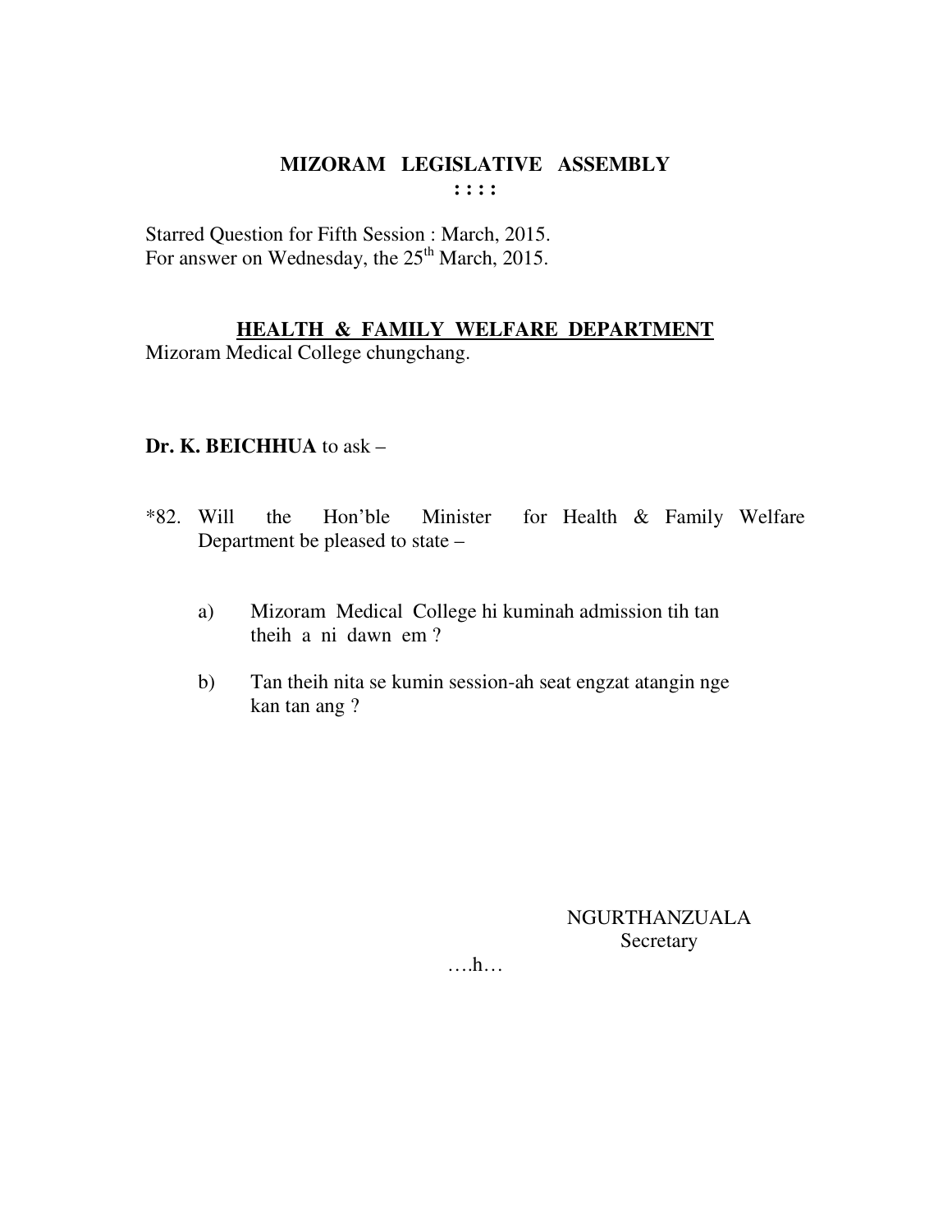**MIZORAM LEGISLATIVE ASSEMBLY**
**: : : :**

Starred Question for Fifth Session : March, 2015.
For answer on Wednesday, the 25th March, 2015.

**HEALTH & FAMILY WELFARE DEPARTMENT**
Mizoram Medical College chungchang.

**Dr. K. BEICHHUA** to ask –

*82. Will the Hon'ble Minister for Health & Family Welfare Department be pleased to state –

a) Mizoram Medical College hi kuminah admission tih tan theih a ni dawn em ?

b) Tan theih nita se kumin session-ah seat engzat atangin nge kan tan ang ?

NGURTHANZUALA
Secretary

….h…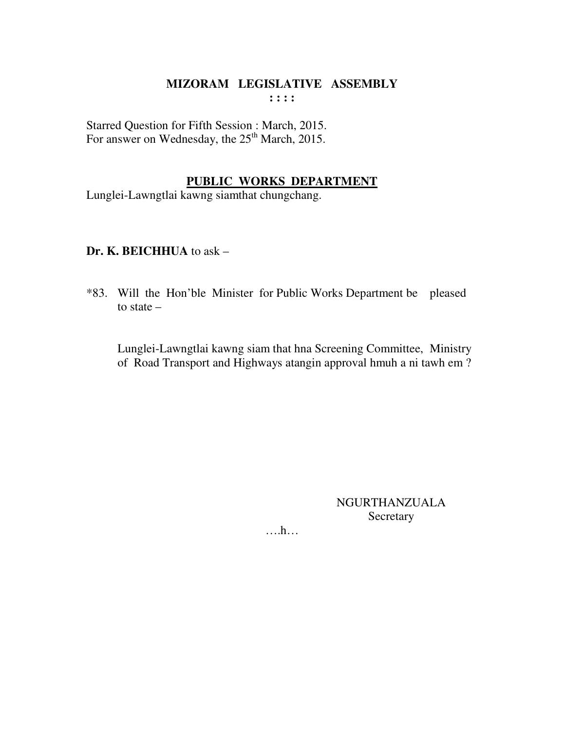# MIZORAM LEGISLATIVE ASSEMBLY

**: : : :**

Starred Question for Fifth Session : March, 2015.
For answer on Wednesday, the 25th March, 2015.

## PUBLIC WORKS DEPARTMENT

Lunglei-Lawngtlai kawng siamthat chungchang.

**Dr. K. BEICHHUA** to ask –

*83. Will the Hon'ble Minister for Public Works Department be pleased to state –

Lunglei-Lawngtlai kawng siam that hna Screening Committee, Ministry of Road Transport and Highways atangin approval hmuh a ni tawh em ?

NGURTHANZUALA
Secretary

….h…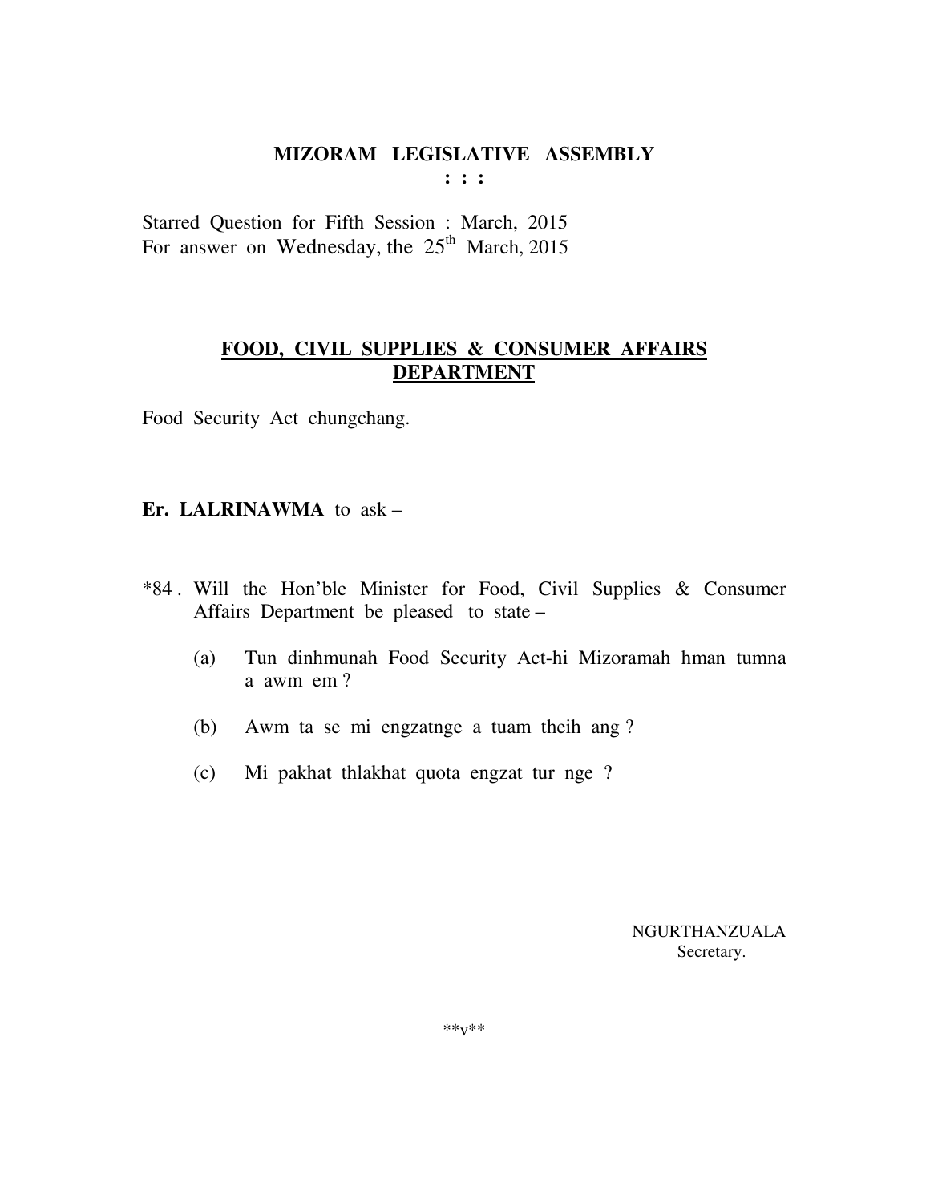# MIZORAM LEGISLATIVE ASSEMBLY

**: : :**

Starred Question for Fifth Session : March, 2015
For answer on Wednesday, the 25th March, 2015

## FOOD, CIVIL SUPPLIES & CONSUMER AFFAIRS DEPARTMENT

Food Security Act chungchang.

**Er. LALRINAWMA** to ask –

*84 . Will the Hon'ble Minister for Food, Civil Supplies & Consumer Affairs Department be pleased to state –

(a) Tun dinhmunah Food Security Act-hi Mizoramah hman tumna a awm em ?

(b) Awm ta se mi engzatnge a tuam theih ang ?

(c) Mi pakhat thlakhat quota engzat tur nge ?

NGURTHANZUALA
Secretary.

**v**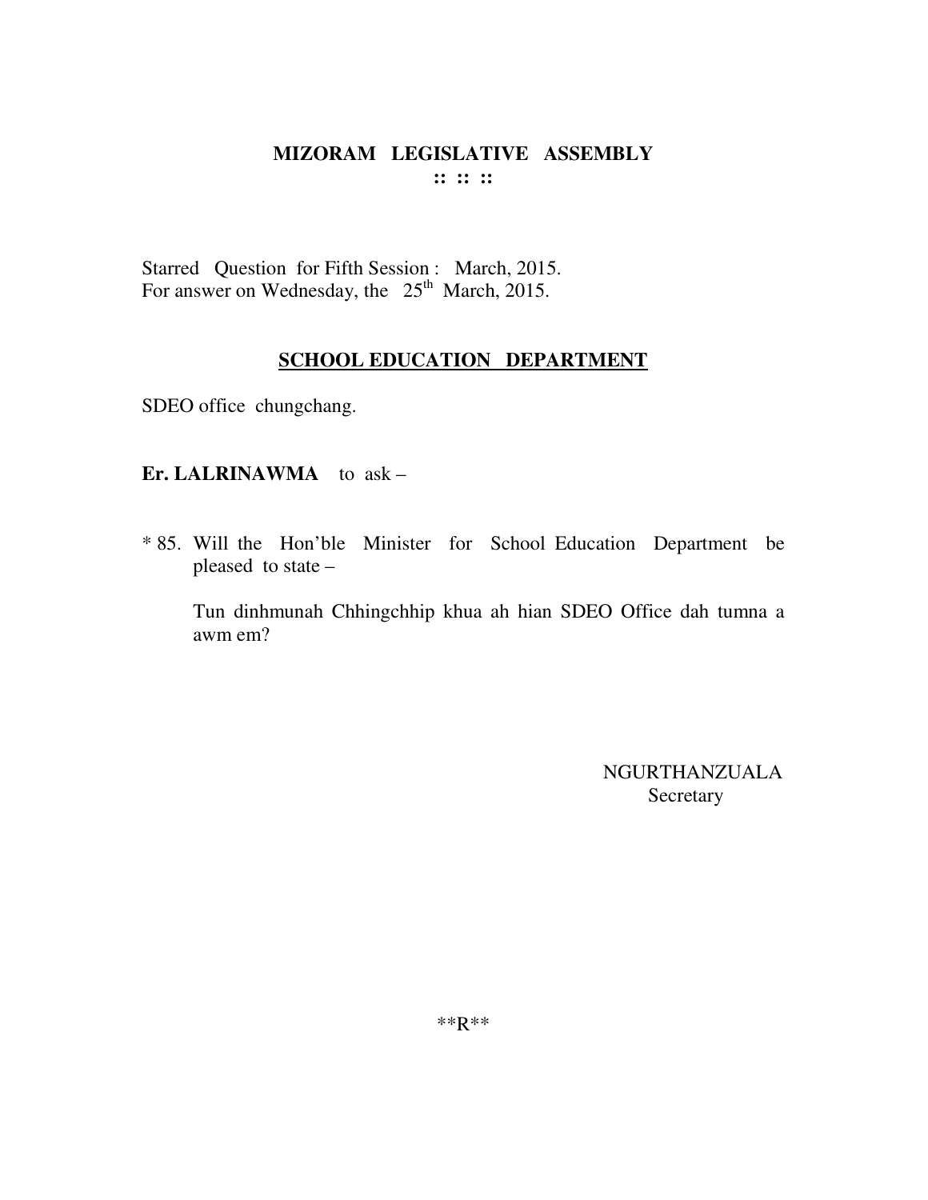**MIZORAM LEGISLATIVE ASSEMBLY**
**:: :: ::**

Starred Question for Fifth Session : March, 2015.
For answer on Wednesday, the 25th March, 2015.

**SCHOOL EDUCATION DEPARTMENT**

SDEO office chungchang.

**Er. LALRINAWMA** to ask –

* 85. Will the Hon'ble Minister for School Education Department be pleased to state –

Tun dinhmunah Chhingchhip khua ah hian SDEO Office dah tumna a awm em?

NGURTHANZUALA
Secretary

**R**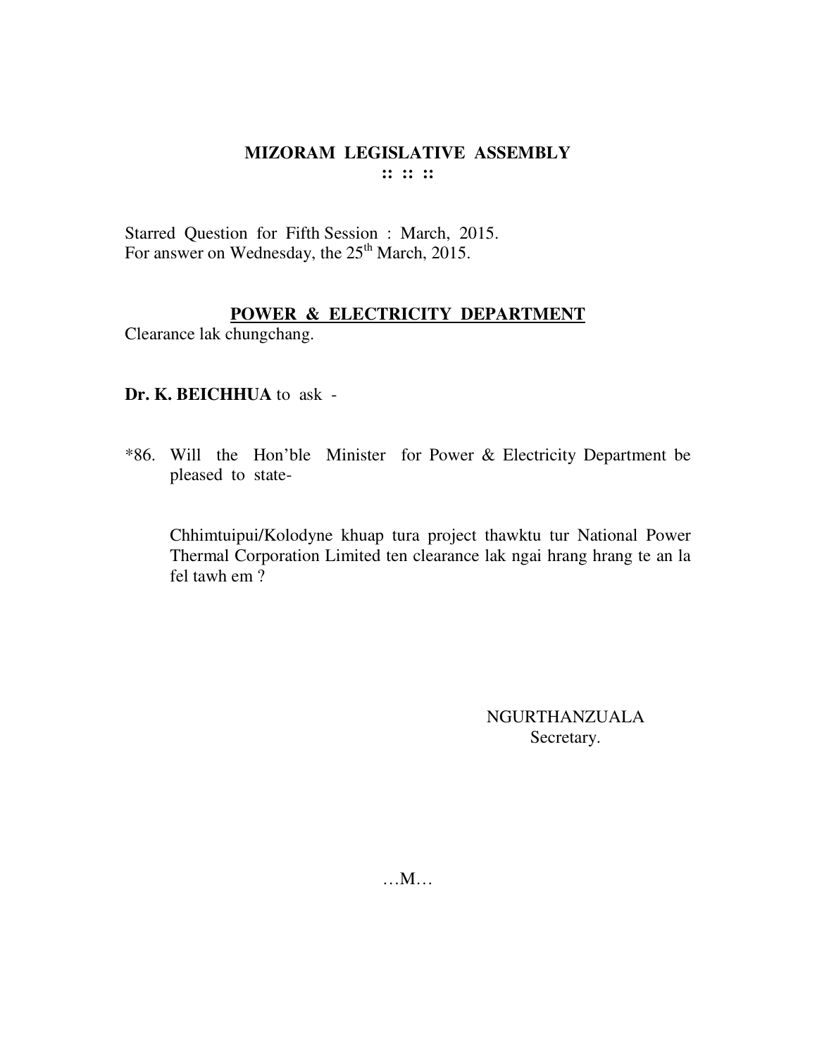# MIZORAM LEGISLATIVE ASSEMBLY

**:: :: ::**

Starred Question for Fifth Session : March, 2015.
For answer on Wednesday, the 25th March, 2015.

## POWER & ELECTRICITY DEPARTMENT

Clearance lak chungchang.

**Dr. K. BEICHHUA** to ask -

*86. Will the Hon'ble Minister for Power & Electricity Department be pleased to state-

Chhimtuipui/Kolodyne khuap tura project thawktu tur National Power Thermal Corporation Limited ten clearance lak ngai hrang hrang te an la fel tawh em ?

NGURTHANZUALA
Secretary.

…M…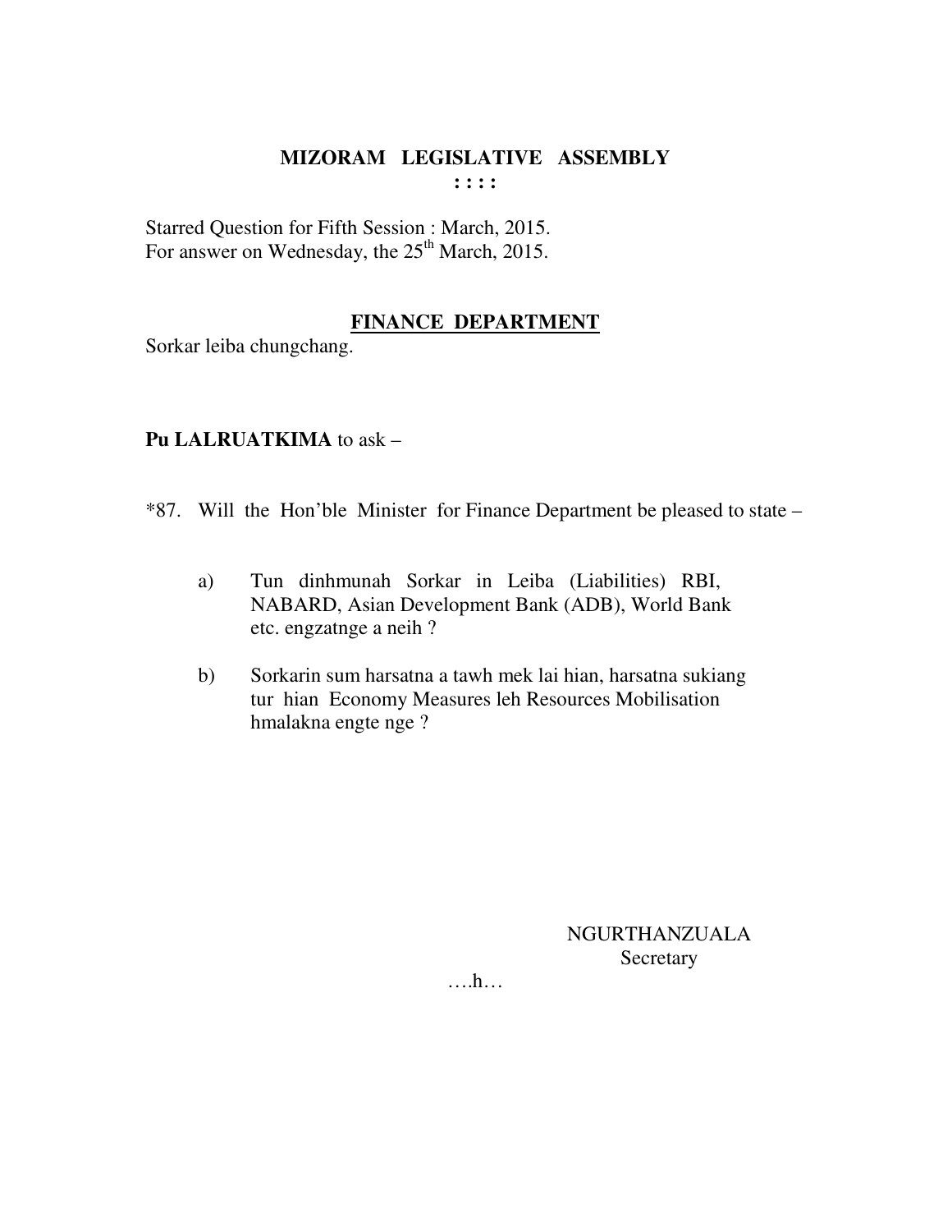# MIZORAM LEGISLATIVE ASSEMBLY

**: : : :**

Starred Question for Fifth Session : March, 2015.
For answer on Wednesday, the 25th March, 2015.

## FINANCE DEPARTMENT

Sorkar leiba chungchang.

**Pu LALRUATKIMA** to ask –

*87. Will the Hon'ble Minister for Finance Department be pleased to state –

a) Tun dinhmunah Sorkar in Leiba (Liabilities) RBI, NABARD, Asian Development Bank (ADB), World Bank etc. engzatnge a neih ?

b) Sorkarin sum harsatna a tawh mek lai hian, harsatna sukiang tur hian Economy Measures leh Resources Mobilisation hmalakna engte nge ?

NGURTHANZUALA
Secretary

….h…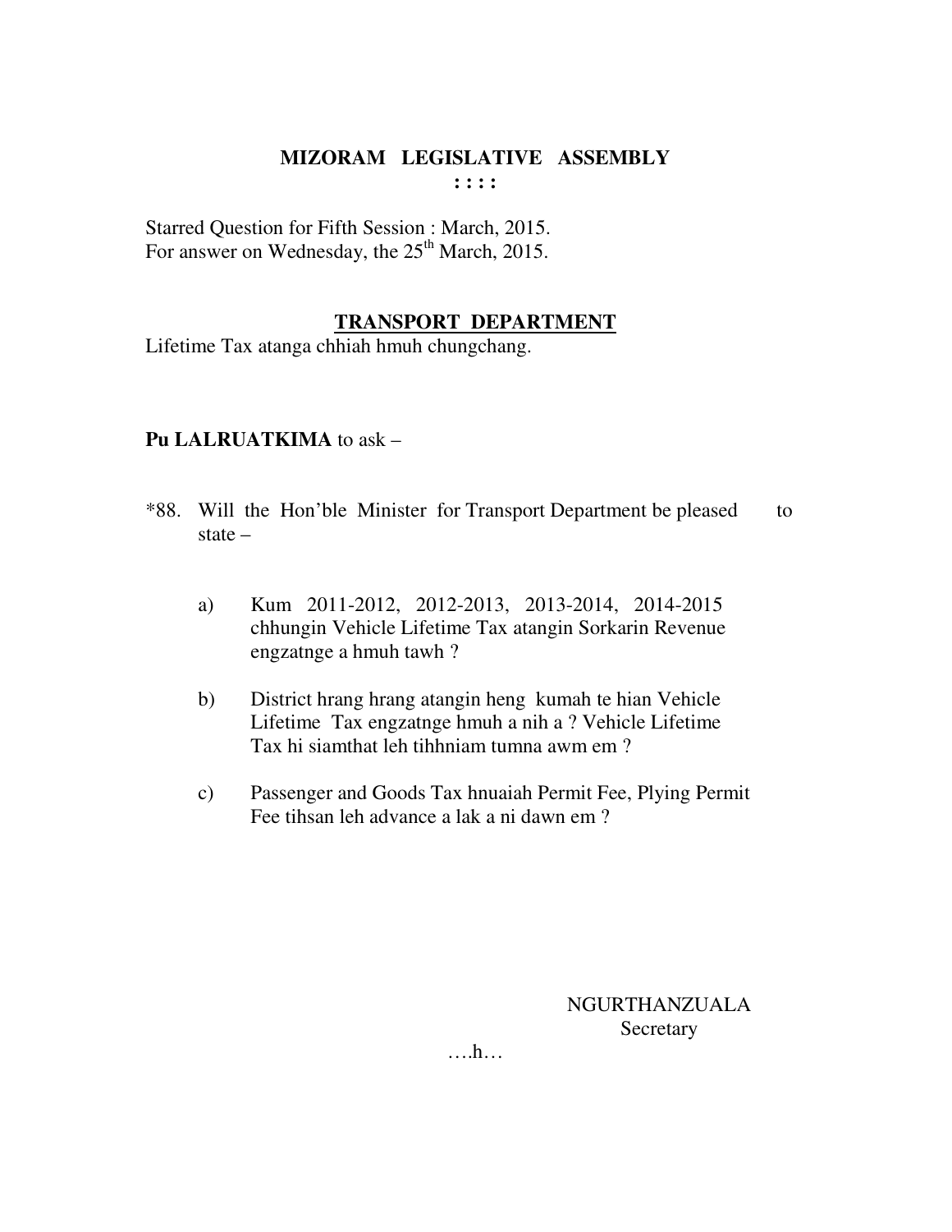# MIZORAM LEGISLATIVE ASSEMBLY

**: : : :**

Starred Question for Fifth Session : March, 2015.
For answer on Wednesday, the 25th March, 2015.

## TRANSPORT DEPARTMENT

Lifetime Tax atanga chhiah hmuh chungchang.

**Pu LALRUATKIMA** to ask –

*88. Will the Hon'ble Minister for Transport Department be pleased to state –

a) Kum 2011-2012, 2012-2013, 2013-2014, 2014-2015 chhungin Vehicle Lifetime Tax atangin Sorkarin Revenue engzatnge a hmuh tawh ?

b) District hrang hrang atangin heng kumah te hian Vehicle Lifetime Tax engzatnge hmuh a nih a ? Vehicle Lifetime Tax hi siamthat leh tihhniam tumna awm em ?

c) Passenger and Goods Tax hnuaiah Permit Fee, Plying Permit Fee tihsan leh advance a lak a ni dawn em ?

NGURTHANZUALA
Secretary

….h…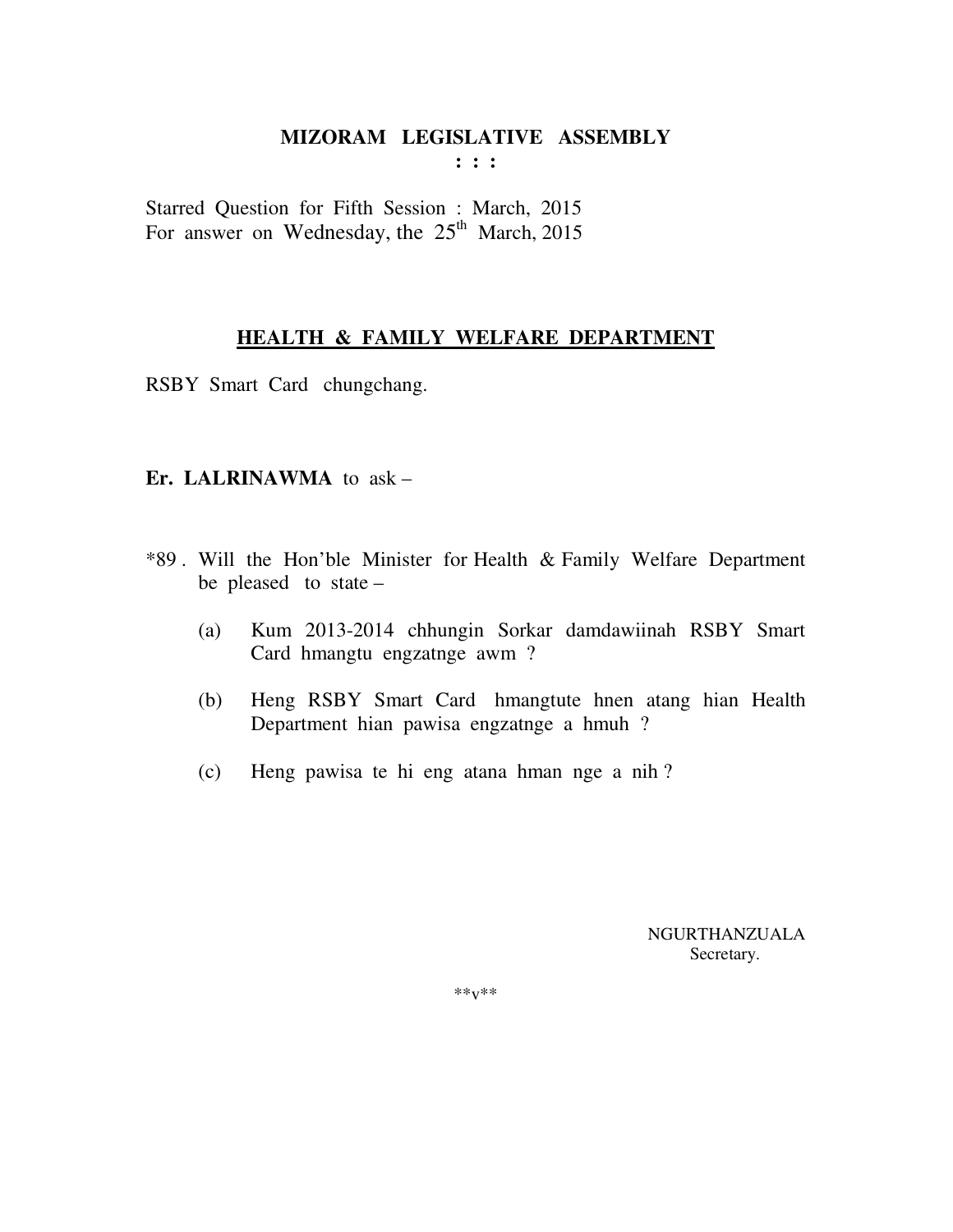# MIZORAM LEGISLATIVE ASSEMBLY

**: : :**

Starred Question for Fifth Session : March, 2015
For answer on Wednesday, the 25th March, 2015

## HEALTH & FAMILY WELFARE DEPARTMENT

RSBY Smart Card chungchang.

**Er. LALRINAWMA** to ask –

*89 . Will the Hon'ble Minister for Health & Family Welfare Department be pleased to state –

(a) Kum 2013-2014 chhungin Sorkar damdawiinah RSBY Smart Card hmangtu engzatnge awm ?

(b) Heng RSBY Smart Card hmangtute hnen atang hian Health Department hian pawisa engzatnge a hmuh ?

(c) Heng pawisa te hi eng atana hman nge a nih ?

NGURTHANZUALA
Secretary.

**v**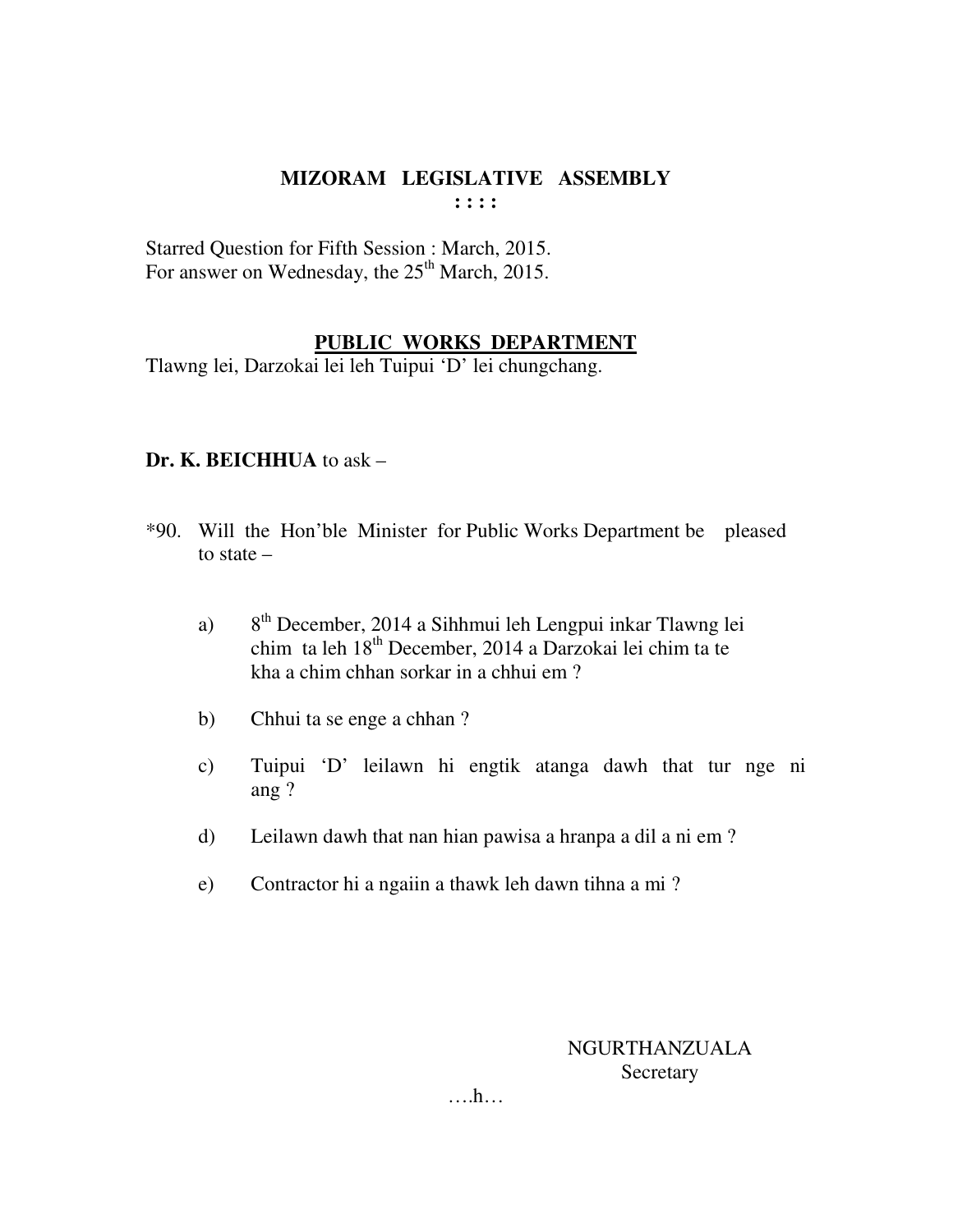# MIZORAM LEGISLATIVE ASSEMBLY

**: : : :**

Starred Question for Fifth Session : March, 2015.
For answer on Wednesday, the 25th March, 2015.

## PUBLIC WORKS DEPARTMENT

Tlawng lei, Darzokai lei leh Tuipui 'D' lei chungchang.

**Dr. K. BEICHHUA** to ask –

*90. Will the Hon'ble Minister for Public Works Department be pleased to state –

a) 8th December, 2014 a Sihhmui leh Lengpui inkar Tlawng lei chim ta leh 18th December, 2014 a Darzokai lei chim ta te kha a chim chhan sorkar in a chhui em ?

b) Chhui ta se enge a chhan ?

c) Tuipui 'D' leilawn hi engtik atanga dawh that tur nge ni ang ?

d) Leilawn dawh that nan hian pawisa a hranpa a dil a ni em ?

e) Contractor hi a ngaiin a thawk leh dawn tihna a mi ?

NGURTHANZUALA
Secretary

….h…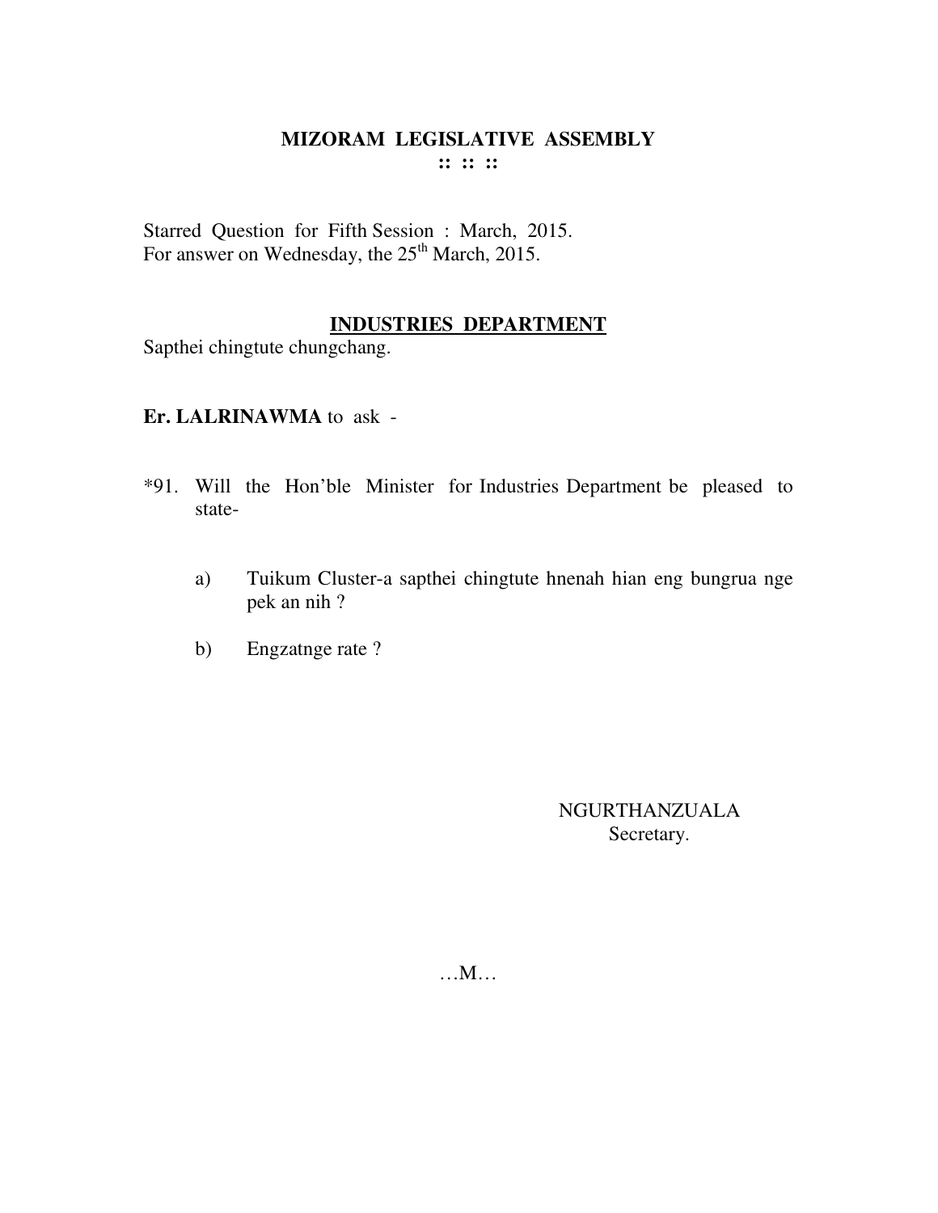# MIZORAM LEGISLATIVE ASSEMBLY

**:: :: ::**

Starred Question for Fifth Session : March, 2015.
For answer on Wednesday, the 25th March, 2015.

## INDUSTRIES DEPARTMENT

Sapthei chingtute chungchang.

**Er. LALRINAWMA** to ask -

*91. Will the Hon'ble Minister for Industries Department be pleased to state-

a) Tuikum Cluster-a sapthei chingtute hnenah hian eng bungrua nge pek an nih ?

b) Engzatnge rate ?

NGURTHANZUALA
Secretary.

…M…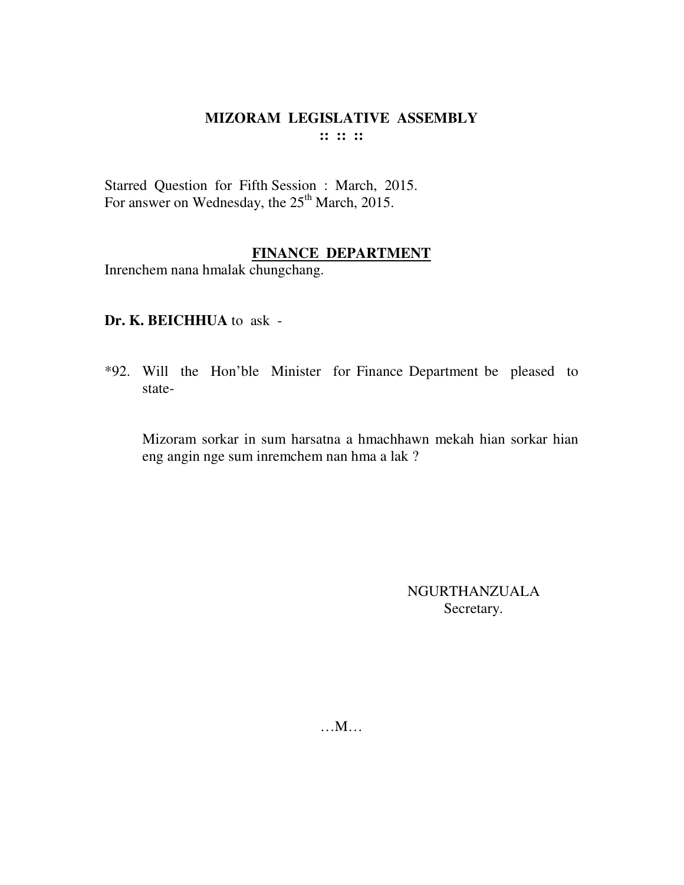# MIZORAM LEGISLATIVE ASSEMBLY

**:: :: ::**

Starred Question for Fifth Session : March, 2015.
For answer on Wednesday, the 25th March, 2015.

## FINANCE DEPARTMENT

Inrenchem nana hmalak chungchang.

**Dr. K. BEICHHUA** to ask -

*92. Will the Hon'ble Minister for Finance Department be pleased to state-

Mizoram sorkar in sum harsatna a hmachhawn mekah hian sorkar hian eng angin nge sum inremchem nan hma a lak ?

NGURTHANZUALA
Secretary.

…M…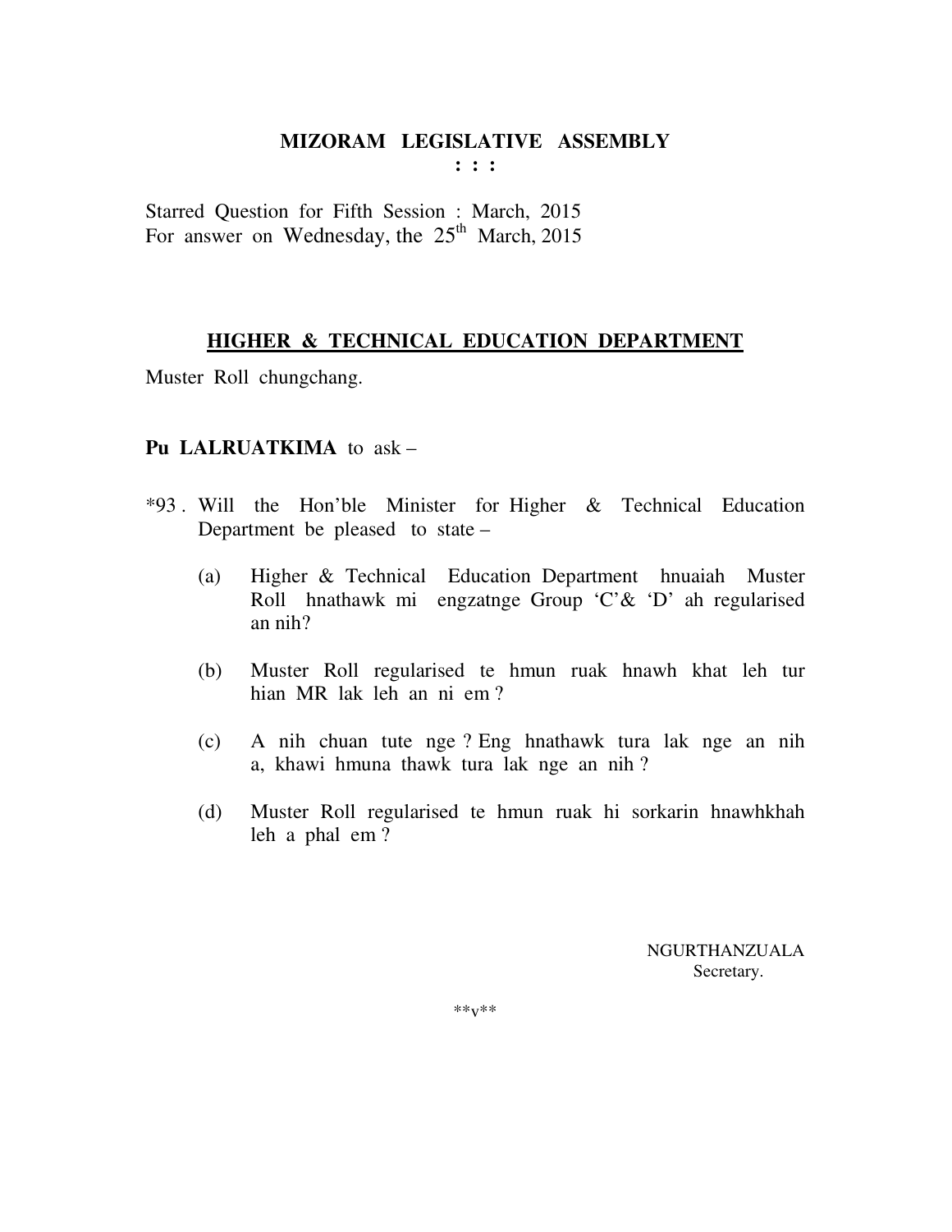# MIZORAM LEGISLATIVE ASSEMBLY
**: : :**

Starred Question for Fifth Session : March, 2015
For answer on Wednesday, the 25th March, 2015

## HIGHER & TECHNICAL EDUCATION DEPARTMENT

Muster Roll chungchang.

**Pu LALRUATKIMA** to ask –

*93 . Will the Hon'ble Minister for Higher & Technical Education Department be pleased to state –

(a) Higher & Technical Education Department hnuaiah Muster Roll hnathawk mi engzatnge Group 'C'& 'D' ah regularised an nih?

(b) Muster Roll regularised te hmun ruak hnawh khat leh tur hian MR lak leh an ni em ?

(c) A nih chuan tute nge ? Eng hnathawk tura lak nge an nih a, khawi hmuna thawk tura lak nge an nih ?

(d) Muster Roll regularised te hmun ruak hi sorkarin hnawhkhah leh a phal em ?

NGURTHANZUALA
Secretary.

**v**